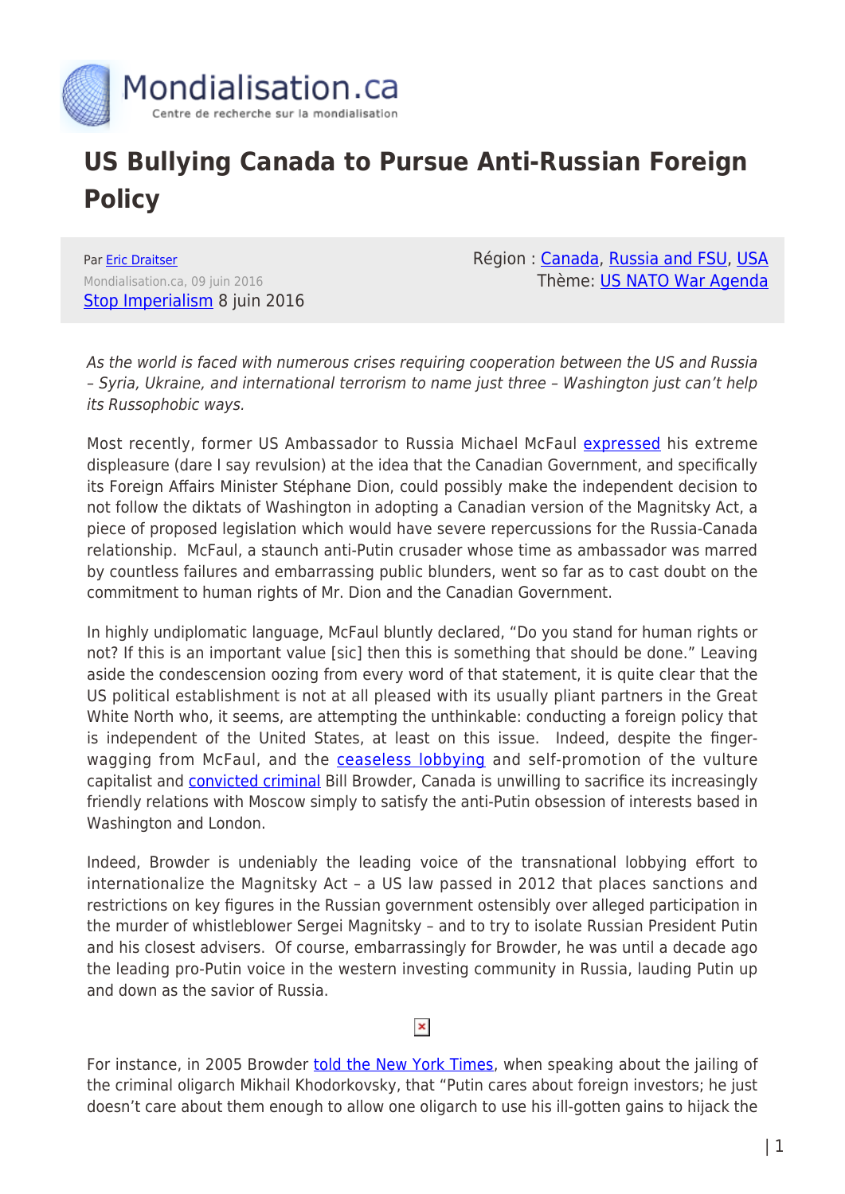# US Bullying Canada to Pursue Anti-Russian Foreign Policy

Par Eric Draitser
Mondialisation.ca, 09 juin 2016
Stop Imperialism 8 juin 2016

Région : Canada, Russia and FSU, USA
Thème: US NATO War Agenda

*As the world is faced with numerous crises requiring cooperation between the US and Russia – Syria, Ukraine, and international terrorism to name just three – Washington just can't help its Russophobic ways.*

Most recently, former US Ambassador to Russia Michael McFaul expressed his extreme displeasure (dare I say revulsion) at the idea that the Canadian Government, and specifically its Foreign Affairs Minister Stéphane Dion, could possibly make the independent decision to not follow the diktats of Washington in adopting a Canadian version of the Magnitsky Act, a piece of proposed legislation which would have severe repercussions for the Russia-Canada relationship. McFaul, a staunch anti-Putin crusader whose time as ambassador was marred by countless failures and embarrassing public blunders, went so far as to cast doubt on the commitment to human rights of Mr. Dion and the Canadian Government.

In highly undiplomatic language, McFaul bluntly declared, "Do you stand for human rights or not? If this is an important value [sic] then this is something that should be done." Leaving aside the condescension oozing from every word of that statement, it is quite clear that the US political establishment is not at all pleased with its usually pliant partners in the Great White North who, it seems, are attempting the unthinkable: conducting a foreign policy that is independent of the United States, at least on this issue. Indeed, despite the finger-wagging from McFaul, and the ceaseless lobbying and self-promotion of the vulture capitalist and convicted criminal Bill Browder, Canada is unwilling to sacrifice its increasingly friendly relations with Moscow simply to satisfy the anti-Putin obsession of interests based in Washington and London.

Indeed, Browder is undeniably the leading voice of the transnational lobbying effort to internationalize the Magnitsky Act – a US law passed in 2012 that places sanctions and restrictions on key figures in the Russian government ostensibly over alleged participation in the murder of whistleblower Sergei Magnitsky – and to try to isolate Russian President Putin and his closest advisers. Of course, embarrassingly for Browder, he was until a decade ago the leading pro-Putin voice in the western investing community in Russia, lauding Putin up and down as the savior of Russia.

For instance, in 2005 Browder told the New York Times, when speaking about the jailing of the criminal oligarch Mikhail Khodorkovsky, that "Putin cares about foreign investors; he just doesn't care about them enough to allow one oligarch to use his ill-gotten gains to hijack the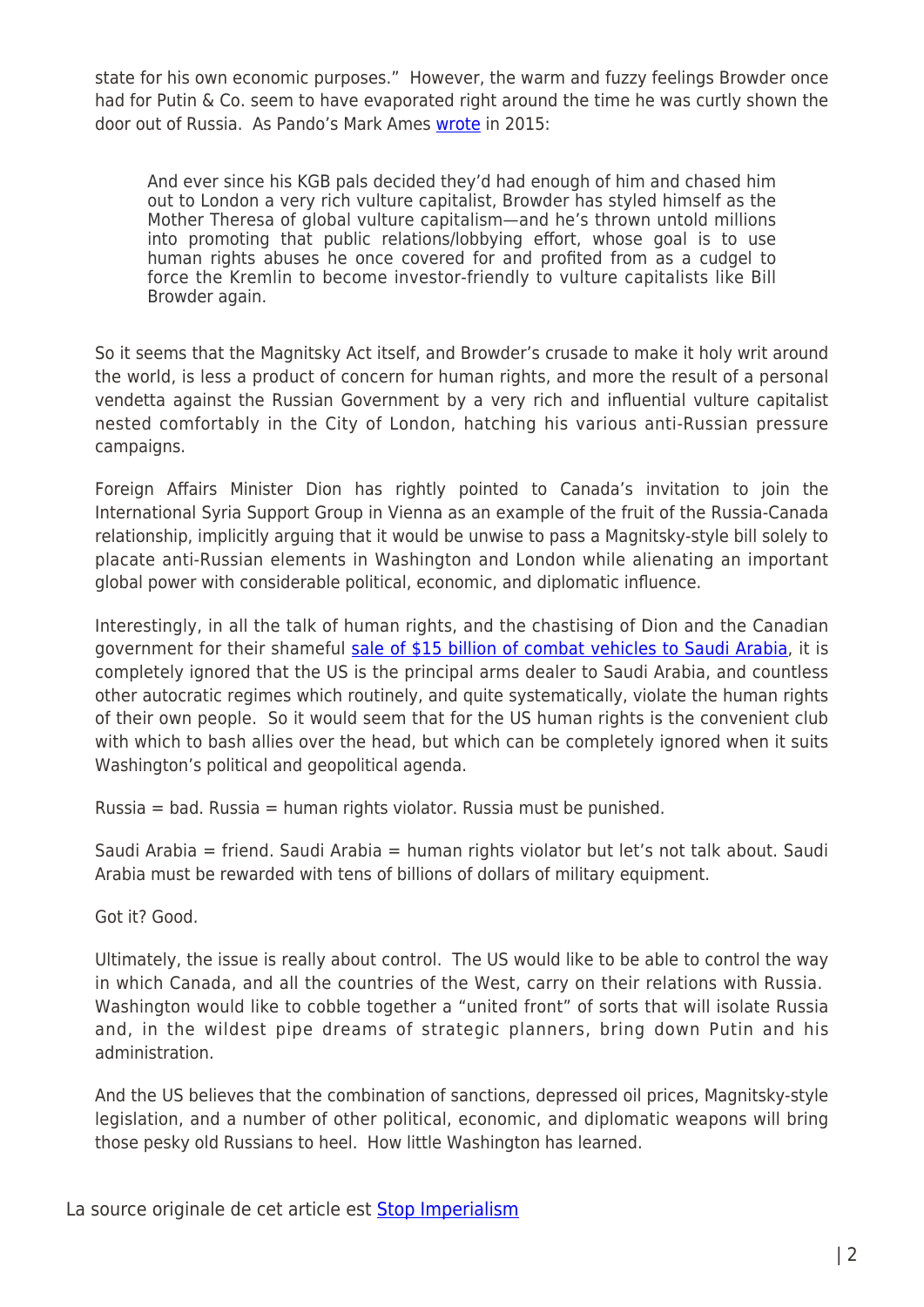state for his own economic purposes." However, the warm and fuzzy feelings Browder once had for Putin & Co. seem to have evaporated right around the time he was curtly shown the door out of Russia. As Pando's Mark Ames wrote in 2015:

> And ever since his KGB pals decided they'd had enough of him and chased him out to London a very rich vulture capitalist, Browder has styled himself as the Mother Theresa of global vulture capitalism—and he's thrown untold millions into promoting that public relations/lobbying effort, whose goal is to use human rights abuses he once covered for and profited from as a cudgel to force the Kremlin to become investor-friendly to vulture capitalists like Bill Browder again.

So it seems that the Magnitsky Act itself, and Browder's crusade to make it holy writ around the world, is less a product of concern for human rights, and more the result of a personal vendetta against the Russian Government by a very rich and influential vulture capitalist nested comfortably in the City of London, hatching his various anti-Russian pressure campaigns.

Foreign Affairs Minister Dion has rightly pointed to Canada's invitation to join the International Syria Support Group in Vienna as an example of the fruit of the Russia-Canada relationship, implicitly arguing that it would be unwise to pass a Magnitsky-style bill solely to placate anti-Russian elements in Washington and London while alienating an important global power with considerable political, economic, and diplomatic influence.

Interestingly, in all the talk of human rights, and the chastising of Dion and the Canadian government for their shameful sale of $15 billion of combat vehicles to Saudi Arabia, it is completely ignored that the US is the principal arms dealer to Saudi Arabia, and countless other autocratic regimes which routinely, and quite systematically, violate the human rights of their own people. So it would seem that for the US human rights is the convenient club with which to bash allies over the head, but which can be completely ignored when it suits Washington's political and geopolitical agenda.

Russia = bad. Russia = human rights violator. Russia must be punished.

Saudi Arabia = friend. Saudi Arabia = human rights violator but let's not talk about. Saudi Arabia must be rewarded with tens of billions of dollars of military equipment.

Got it? Good.

Ultimately, the issue is really about control. The US would like to be able to control the way in which Canada, and all the countries of the West, carry on their relations with Russia. Washington would like to cobble together a "united front" of sorts that will isolate Russia and, in the wildest pipe dreams of strategic planners, bring down Putin and his administration.

And the US believes that the combination of sanctions, depressed oil prices, Magnitsky-style legislation, and a number of other political, economic, and diplomatic weapons will bring those pesky old Russians to heel. How little Washington has learned.

La source originale de cet article est Stop Imperialism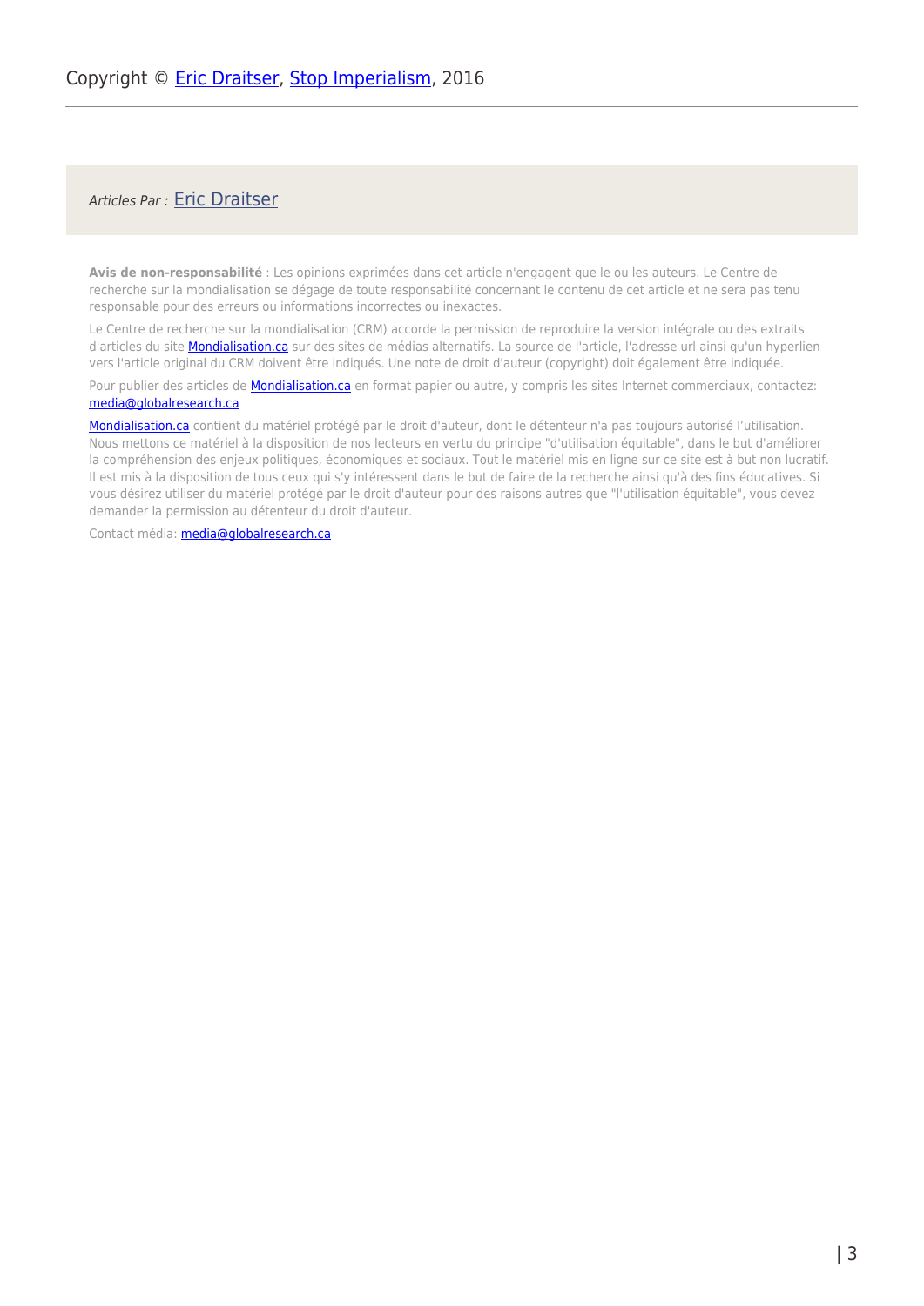Copyright © Eric Draitser, Stop Imperialism, 2016

---

*Articles Par :* Eric Draitser

**Avis de non-responsabilité** : Les opinions exprimées dans cet article n'engagent que le ou les auteurs. Le Centre de recherche sur la mondialisation se dégage de toute responsabilité concernant le contenu de cet article et ne sera pas tenu responsable pour des erreurs ou informations incorrectes ou inexactes.

Le Centre de recherche sur la mondialisation (CRM) accorde la permission de reproduire la version intégrale ou des extraits d'articles du site Mondialisation.ca sur des sites de médias alternatifs. La source de l'article, l'adresse url ainsi qu'un hyperlien vers l'article original du CRM doivent être indiqués. Une note de droit d'auteur (copyright) doit également être indiquée.

Pour publier des articles de Mondialisation.ca en format papier ou autre, y compris les sites Internet commerciaux, contactez: media@globalresearch.ca

Mondialisation.ca contient du matériel protégé par le droit d'auteur, dont le détenteur n'a pas toujours autorisé l'utilisation. Nous mettons ce matériel à la disposition de nos lecteurs en vertu du principe "d'utilisation équitable", dans le but d'améliorer la compréhension des enjeux politiques, économiques et sociaux. Tout le matériel mis en ligne sur ce site est à but non lucratif. Il est mis à la disposition de tous ceux qui s'y intéressent dans le but de faire de la recherche ainsi qu'à des fins éducatives. Si vous désirez utiliser du matériel protégé par le droit d'auteur pour des raisons autres que "l'utilisation équitable", vous devez demander la permission au détenteur du droit d'auteur.

Contact média: media@globalresearch.ca